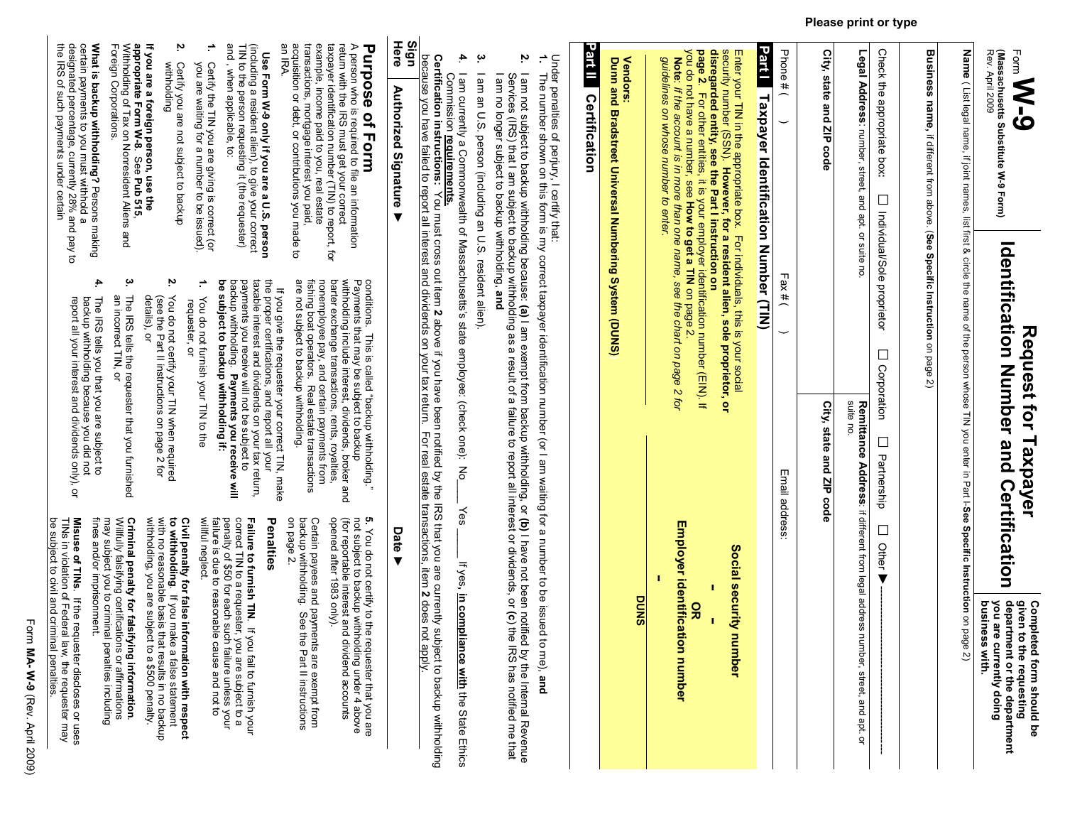Please print or type

Form **W-9**
**(Massachusetts Substitute W-9 Form)**
Rev. April 2009

# Request for Taxpayer Identification Number and Certification

**Completed form should be given to the requesting department or the department you are currently doing business with.**

**Name** ( List legal name, if joint names, list first & circle the name of the person whose TIN you enter in Part I-**See Specific Instruction** on page 2)

**Business name,** if different from above. (**See Specific Instruction** on page 2)

Check the appropriate box: ☐ Individual/Sole proprietor ☐ Corporation ☐ Partnership ☐ Other ▶

**Legal Address**: number, street, and apt. or suite no.

**Remittance Address**: if different from legal address number, street, and apt. or suite no.

**City, state and ZIP code**

**City, state and ZIP code**

Phone # ( ) Fax # ( ) Email address:

## Part I Taxpayer Identification Number (TIN)

Enter your TIN in the appropriate box. For individuals, this is your social security number (SSN). **However, for a resident alien, sole proprietor, or disregarded entity, see the Part I instruction on page 2.** For other entities, it is your employer identification number (EIN). If you do not have a number, see **How to get a TIN** on page 2.
**Note**: *If the account is in more than one name, see the chart on page 2 for guidelines on whose number to enter.*

**Social security number**
– –
**OR**
**Employer identification number**
–

**Vendors:**
**Dunn and Bradstreet Universal Numbering System (DUNS)**

**DUNS**

## Part II Certification

Under penalties of perjury, I certify that:

1. The number shown on this form is my correct taxpayer identification number (or I am waiting for a number to be issued to me), **and**
2. I am not subject to backup withholding because: **(a)** I am exempt from backup withholding, or **(b)** I have not been notified by the Internal Revenue Services (IRS) that I am subject to backup withholding as a result of a failure to report all interest or dividends, or **(c)** the IRS has notified me that I am no longer subject to backup withholding, **and**
3. I am an U.S. person (including an U.S. resident alien).
4. I am currently a Commonwealth of Massachusetts's state employee: (check one): No____ Yes ____ If yes, **in compliance with** the State Ethics Commission **requirements**.

**Certification instructions:** You must cross out item **2** above if you have been notified by the IRS that you are currently subject to backup withholding because you have failed to report all interest and dividends on your tax return. For real estate transactions, item **2** does not apply.

**Sign Here** **Authorized Signature ▶** **Date ▶**

## Purpose of Form

A person who is required to file an information return with the IRS must get your correct taxpayer identification number (TIN) to report, for example, income paid to you, real estate transactions, mortgage interest you paid, acquisition or debt, or contributions you made to an IRA.

**Use Form W-9 only if you are a U.S. person** (including a resident alien), to give your correct TIN to the person requesting it (the requester) and , when applicable, to:

1. Certify the TIN you are giving is correct (or you are waiting for a number to be issued).
2. Certify you are not subject to backup withholding

**If you are a foreign person, use the appropriate Form W-8.** See **Pub 515**, Withholding of Tax on Nonresident Aliens and Foreign Corporations.

**What is backup withholding?** Persons making certain payments to you must withhold a designated percentage, currently 28% and pay to the IRS of such payments under certain conditions. This is called "backup withholding." Payments that may be subject to backup withholding include interest, dividends, broker and barter exchange transactions, rents, royalties, nonemployee pay, and certain payments from fishing boat operators. Real estate transactions are not subject to backup withholding.

If you give the requester your correct TIN, make the proper certifications, and report all your taxable interest and dividends on your tax return, payments you receive will not be subject to backup withholding. **Payments you receive will be subject to backup withholding if:**

1. You do not furnish your TIN to the requester, or
2. You do not certify your TIN when required (see the Part II instructions on page 2 for details), or
3. The IRS tells the requester that you furnished an incorrect TIN, or
4. The IRS tells you that you are subject to backup withholding because you did not report all your interest and dividends only), or
5. You do not certify to the requester that you are not subject to backup withholding under 4 above (for reportable interest and dividend accounts opened after 1983 only).

Certain payees and payments are exempt from backup withholding. See the Part II instructions on page 2.

### Penalties

**Failure to furnish TIN.** If you fail to furnish your correct TIN to a requester, you are subject to a penalty of $50 for each such failure unless your failure is due to reasonable cause and not to willful neglect.

**Civil penalty for false information with respect to withholding.** If you make a false statement with no reasonable basis that results in no backup withholding, you are subject to a $500 penalty.

**Criminal penalty for falsifying information.** Willfully falsifying certifications or affirmations may subject you to criminal penalties including fines and/or imprisonment.

**Misuse of TINs.** If the requester discloses or uses TINs in violation of Federal law, the requester may be subject to civil and criminal penalties.

Form **MA-W-9** (Rev. April 2009)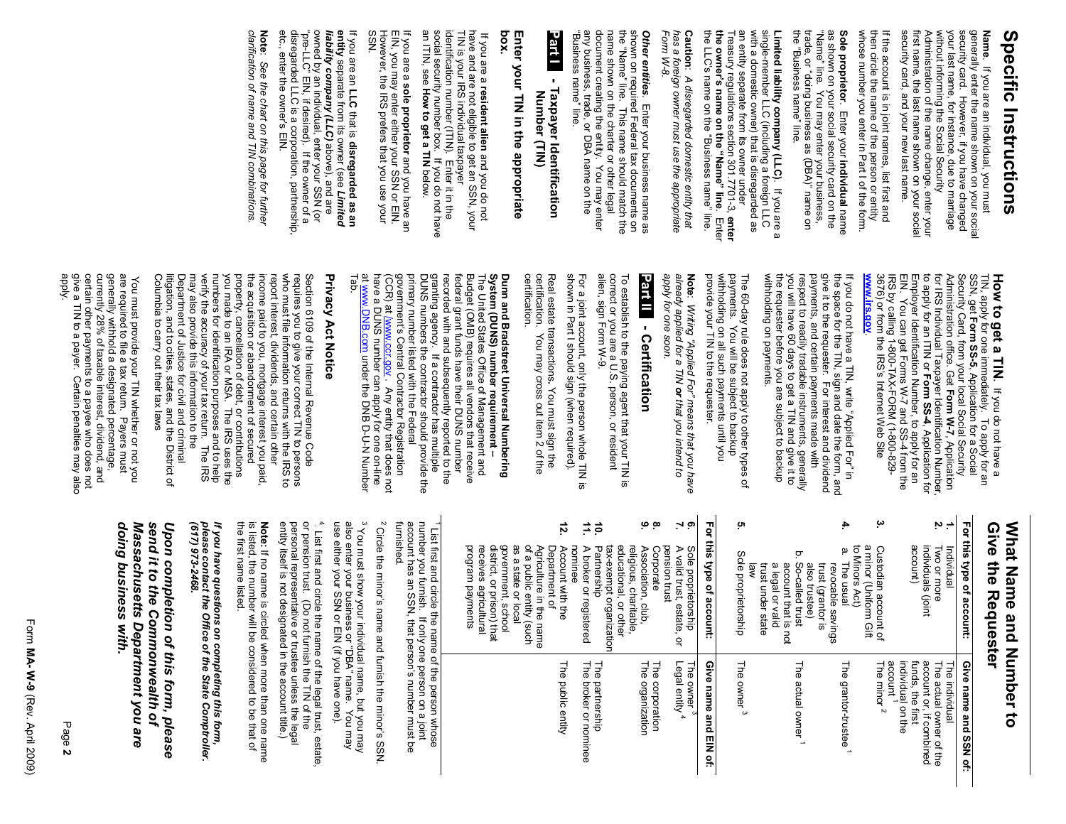# Specific Instructions

**Name**. If you are an individual, you must generally enter the name shown on your social security card. However, if you have changed your last name, for instance, due to marriage without informing the Social Security Administration of the name change, enter your first name, the last name shown on your social security card, and your new last name.

If the account is in joint names, list first and then circle the name of the person or entity whose number you enter in Part I of the form.

**Sole proprietor**. Enter your **individual** name as shown on your social security card on the "Name" line. You may enter your business, trade, or "doing business as (DBA)" name on the "Business name" line.

**Limited liability company (LLC)**. If you are a single-member LLC (including a foreign LLC with a domestic owner) that is disregarded as an entity separate from its owner under Treasury regulations section 301.7701-3, **enter the owner's name on the "Name" line**. Enter the LLC's name on the "Business name" line.

*Other entities*. Enter your business name as shown on required Federal tax documents on the "Name" line. This name should match the name shown on the charter or other legal document creating the entity. You may enter any business, trade, or DBA name on the "Business name" line.

*Caution: A disregarded domestic entity that has a foreign owner must use the appropriate Form W-8.*

## Part I - Taxpayer Identification Number (TIN)

### Enter your TIN in the appropriate box.

If you are a **resident alien** and you do not have and are not eligible to get an SSN, your TIN is your IRS individual taxpayer identification number (ITIN). Enter it in the social security number box. If you do not have an ITIN, see **How to get a TIN** below.

If you are a **sole proprietor** and you have an EIN, you may enter either your SSN or EIN. However, the IRS prefers that you use your SSN.

If you are an **LLC** that is **disregarded as an entity** separate from its owner (see ***Limited liability company (LLC)*** above), and are owned by an individual, enter your SSN (or "pre-LLC" EIN, if desired). If the owner of a disregarded LLC is a corporation, partnership, etc., enter the owner's EIN.

**Note**: *See the chart on this page for further clarification of name and TIN combinations.*

**How to get a TIN**. If you do not have a TIN, apply for one immediately. To apply for an SSN, get **Form SS-5**, Application for a Social Security Card, from your local Social Security Administration office. Get **Form W-7**, Application for IRS Individual Taxpayer Identification Number, to apply for an ITIN or **Form SS-4**, Application for Employer Identification Number, to apply for an EIN. You can get Forms W-7 and SS-4 from the IRS by calling 1-800-TAX-FORM (1-800-829-3676) or from the IRS's Internet Web Site www.irs.gov.

If you do not have a TIN, write "Applied For" in the space for the TIN, sign and date the form, and give it to the requester. For interest and dividend payments, and certain payments made with respect to readily tradable instruments, generally you will have 60 days to get a TIN and give it to the requester before you are subject to backup withholding on payments.

The 60-day rule does not apply to other types of payments. You will be subject to backup withholding on all such payments until you provide your TIN to the requester.

**Note**: *Writing "Applied For" means that you have already applied for a TIN or that you intend to apply for one soon.*

## Part II - Certification

To establish to the paying agent that your TIN is correct or you are a U.S. person, or resident alien, sign Form W-9.

For a joint account, only the person whole TIN is shown in Part I should sign (when required).

Real estate transactions. You must sign the certification. You may cross out item 2 of the certification.

**Dunn and Bradstreet Universal Numbering System (DUNS) number requirement –** The United States Office of Management and Budget (OMB) requires all vendors that receive federal grant funds have their DUNS number recorded with and subsequently reported to the granting agency. If a contractor has multiple DUNS numbers the contractor should provide the primary number listed with the Federal government's Central Contractor Registration (CCR) at //www.ccr.gov . Any entity that does not have a DUNS number can apply for one on-line at www.DNB.com under the DNB D-U-N Number Tab.

## Privacy Act Notice

Section 6109 of the Internal Revenue Code requires you to give your correct TIN to persons who must file information returns with the IRS to report interest, dividends, and certain other income paid to you, mortgage interest you paid, the acquisition or abandonment of secured property, cancellation of debt, or contributions you made to an IRA or MSA. The IRS uses the numbers for identification purposes and to help verify the accuracy of your tax return. The IRS may also provide this information to the Department of Justice for civil and criminal litigation, and to cities, states, and the District of Columbia to carry out their tax laws

You must provide your TIN whether or not you are required to file a tax return. Payers must generally withhold a designated percentage, currently 28% of taxable interest, dividend, and certain other payments to a payee who does not give a TIN to a payer. Certain penalties may also apply.

# What Name and Number to Give the Requester

| For this type of account: | Give name and SSN of: |
|---|---|
| 1. Individual | The individual |
| 2. Two or more individuals (joint account) | The actual owner of the account or, if combined funds, the first individual on the account [1] |
| 3. Custodian account of a minor (Uniform Gift to Minors Act) | The minor [2] |
| 4. a. The usual revocable savings trust (grantor is also trustee) | The grantor-trustee [1] |
| b. So-called trust account that is not a legal or valid trust under state law | The actual owner [1] |
| 5. Sole proprietorship | The owner [3] |

| For this type of account: | Give name and EIN of: |
|---|---|
| 6. Sole proprietorship | The owner [3] |
| 7. A valid trust, estate, or pension trust | Legal entity [4] |
| 8. Corporate | The corporation |
| 9. Association, club, religious, charitable, educational, or other tax-exempt organization | The organization |
| 10. Partnership | The partnership |
| 11. A broker or registered nominee | The broker or nominee |
| 12. Account with the Department of Agriculture in the name of a public entity (such as a state or local government, school district, or prison) that receives agricultural program payments | The public entity |

[1] List first and circle the name of the person whose number you furnish. If only one person on a joint account has an SSN, that person's number must be furnished.

[2] Circle the minor's name and furnish the minor's SSN.

[3] You must show your individual name, but you may also enter your business or "DBA" name. You may use either your SSN or EIN (if you have one).

[4] . List first and circle the name of the legal trust, estate, or pension trust. (Do not furnish the TIN of the personal representative or trustee unless the legal entity itself is not designated in the account title.)

**Note:** If no name is circled when more than one name is listed, the number will be considered to be that of the first name listed.

***If you have questions on completing this form, please contact the Office of the State Comptroller. (617) 973-2468.***

***Upon completion of this form, please send it to the Commonwealth of Massachusetts Department you are doing business with.***

Form **MA-W-9** (Rev. April 2009)